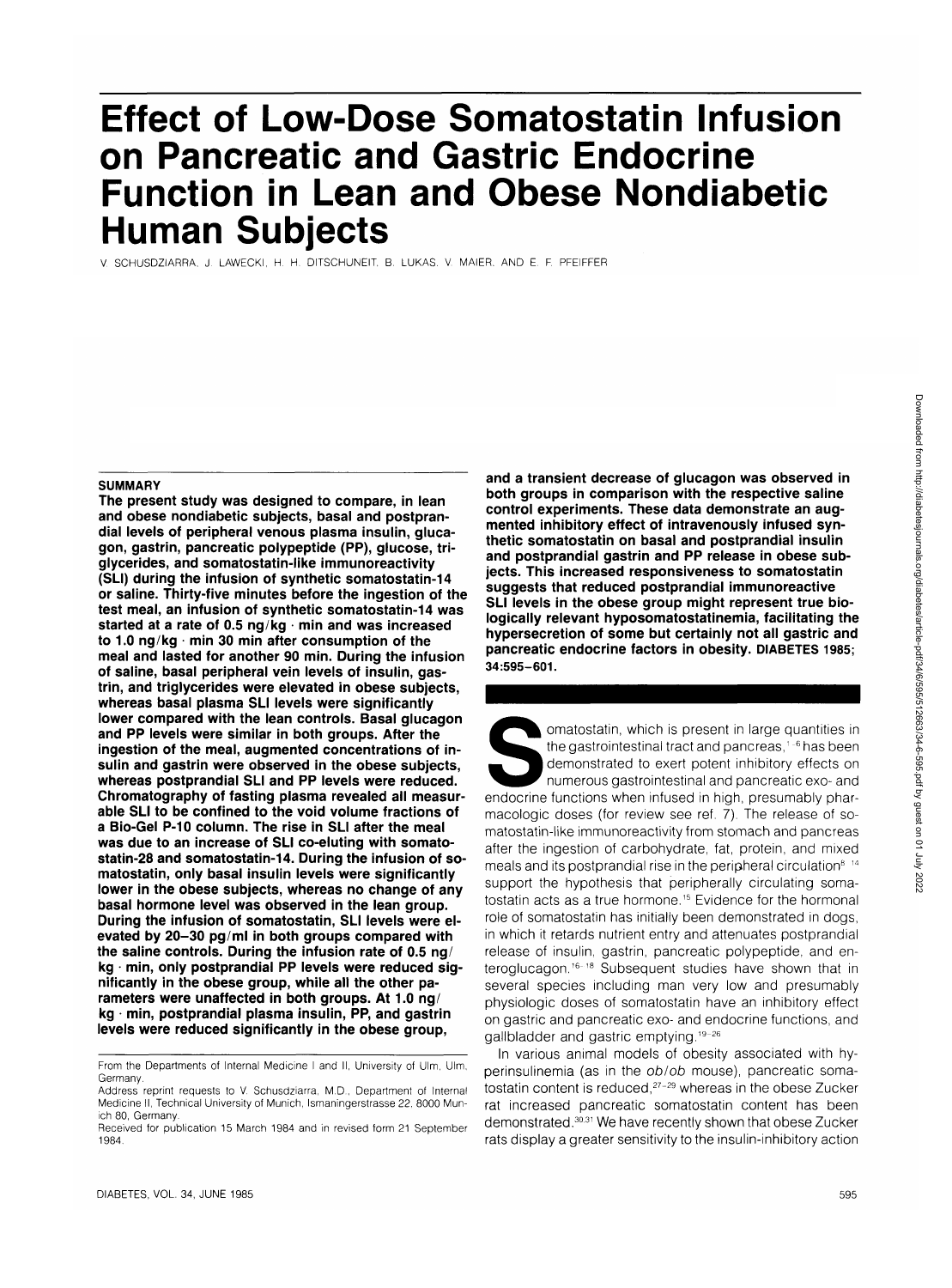# Effect of Low-Dose Somatostatin Infusion on Pancreatic and Gastric Endocrine Function in Lean and Obese Nondiabetic Human Subjects

V. SCHUSDZIARRA, J. LAWECKI, H. H. DITSCHUNEIT, B. LUKAS, V. MAIER, AND E. F. PFEIFFER

## SUMMARY

**The present study was designed to compare, in lean and obese nondiabetic subjects, basal and postprandial levels of peripheral venous plasma insulin, glucagon, gastrin, pancreatic polypeptide (PP), glucose, triglycerides, and somatostatin-like immunoreactivity (SLI) during the infusion of synthetic somatostatin-14 or saline. Thirty-five minutes before the ingestion of the test meal, an infusion of synthetic somatostatin-14 was started at a rate of 0.5 ng/kg · min and was increased to 1.0 ng/kg · min 30 min after consumption of the meal and lasted for another 90 min. During the infusion of saline, basal peripheral vein levels of insulin, gastrin, and triglycerides were elevated in obese subjects, whereas basal plasma SLI levels were significantly lower compared with the lean controls. Basal glucagon and PP levels were similar in both groups. After the ingestion of the meal, augmented concentrations of insulin and gastrin were observed in the obese subjects, whereas postprandial SLI and PP levels were reduced. Chromatography of fasting plasma revealed all measurable SLI to be confined to the void volume fractions of a Bio-Gel P-10 column. The rise in SLI after the meal was due to an increase of SLI co-eluting with somatostatin-28 and somatostatin-14. During the infusion of somatostatin, only basal insulin levels were significantly lower in the obese subjects, whereas no change of any basal hormone level was observed in the lean group. During the infusion of somatostatin, SLI levels were elevated by 20–30 pg/ml in both groups compared with the saline controls. During the infusion rate of 0.5 ng/kg · min, only postprandial PP levels were reduced significantly in the obese group, while all the other parameters were unaffected in both groups. At 1.0 ng/kg · min, postprandial plasma insulin, PP, and gastrin levels were reduced significantly in the obese group, and a transient decrease of glucagon was observed in both groups in comparison with the respective saline control experiments. These data demonstrate an augmented inhibitory effect of intravenously infused synthetic somatostatin on basal and postprandial insulin and postprandial gastrin and PP release in obese subjects. This increased responsiveness to somatostatin suggests that reduced postprandial immunoreactive SLI levels in the obese group might represent true biologically relevant hyposomatostatinemia, facilitating the hypersecretion of some but certainly not all gastric and pancreatic endocrine factors in obesity. DIABETES 1985; 34:595–601.**

Somatostatin, which is present in large quantities in the gastrointestinal tract and pancreas,[1–6] has been demonstrated to exert potent inhibitory effects on numerous gastrointestinal and pancreatic exo- and endocrine functions when infused in high, presumably pharmacologic doses (for review see ref. 7). The release of somatostatin-like immunoreactivity from stomach and pancreas after the ingestion of carbohydrate, fat, protein, and mixed meals and its postprandial rise in the peripheral circulation[8–14] support the hypothesis that peripherally circulating somatostatin acts as a true hormone.[15] Evidence for the hormonal role of somatostatin has initially been demonstrated in dogs, in which it retards nutrient entry and attenuates postprandial release of insulin, gastrin, pancreatic polypeptide, and enteroglucagon.[16–18] Subsequent studies have shown that in several species including man very low and presumably physiologic doses of somatostatin have an inhibitory effect on gastric and pancreatic exo- and endocrine functions, and gallbladder and gastric emptying.[19–26]

In various animal models of obesity associated with hyperinsulinemia (as in the *ob/ob* mouse), pancreatic somatostatin content is reduced,[27–29] whereas in the obese Zucker rat increased pancreatic somatostatin content has been demonstrated.[30,31] We have recently shown that obese Zucker rats display a greater sensitivity to the insulin-inhibitory action

From the Departments of Internal Medicine I and II, University of Ulm, Ulm, Germany.

Address reprint requests to V. Schusdziarra, M.D., Department of Internal Medicine II, Technical University of Munich, Ismaningerstrasse 22, 8000 Munich 80, Germany.

Received for publication 15 March 1984 and in revised form 21 September 1984.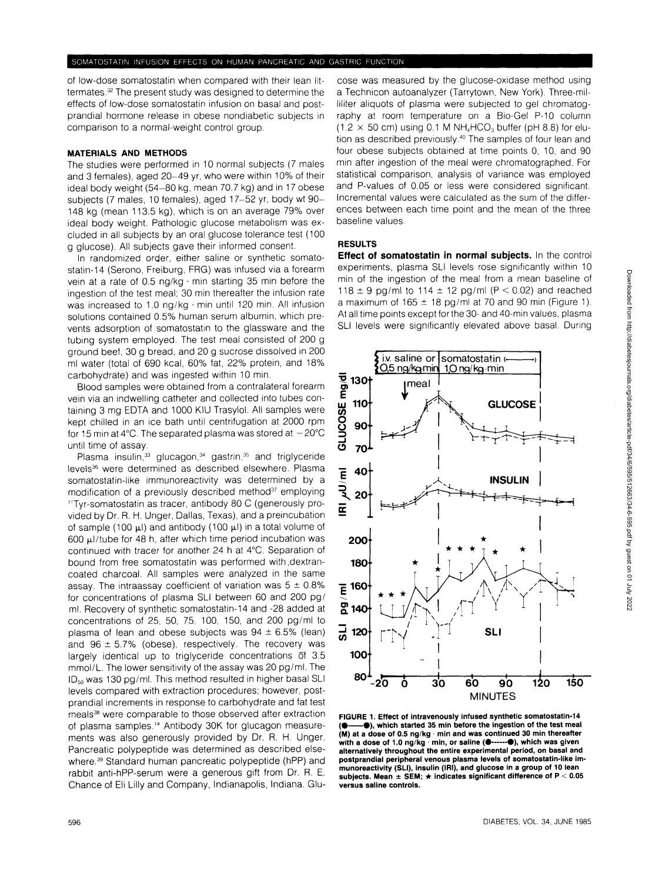of low-dose somatostatin when compared with their lean littermates.[32] The present study was designed to determine the effects of low-dose somatostatin infusion on basal and postprandial hormone release in obese nondiabetic subjects in comparison to a normal-weight control group.

## MATERIALS AND METHODS

The studies were performed in 10 normal subjects (7 males and 3 females), aged 20–49 yr, who were within 10% of their ideal body weight (54–80 kg, mean 70.7 kg) and in 17 obese subjects (7 males, 10 females), aged 17–52 yr, body wt 90–148 kg (mean 113.5 kg), which is on an average 79% over ideal body weight. Pathologic glucose metabolism was excluded in all subjects by an oral glucose tolerance test (100 g glucose). All subjects gave their informed consent.

In randomized order, either saline or synthetic somatostatin-14 (Serono, Freiburg, FRG) was infused via a forearm vein at a rate of 0.5 ng/kg · min starting 35 min before the ingestion of the test meal; 30 min thereafter the infusion rate was increased to 1.0 ng/kg · min until 120 min. All infusion solutions contained 0.5% human serum albumin, which prevents adsorption of somatostatin to the glassware and the tubing system employed. The test meal consisted of 200 g ground beef, 30 g bread, and 20 g sucrose dissolved in 200 ml water (total of 690 kcal, 60% fat, 22% protein, and 18% carbohydrate) and was ingested within 10 min.

Blood samples were obtained from a contralateral forearm vein via an indwelling catheter and collected into tubes containing 3 mg EDTA and 1000 KIU Trasylol. All samples were kept chilled in an ice bath until centrifugation at 2000 rpm for 15 min at 4°C. The separated plasma was stored at −20°C until time of assay.

Plasma insulin,[33] glucagon,[34] gastrin,[35] and triglyceride levels[36] were determined as described elsewhere. Plasma somatostatin-like immunoreactivity was determined by a modification of a previously described method[37] employing $^{11}$Tyr-somatostatin as tracer, antibody 80 C (generously provided by Dr. R. H. Unger, Dallas, Texas), and a preincubation of sample (100 μl) and antibody (100 μl) in a total volume of 600 μl/tube for 48 h, after which time period incubation was continued with tracer for another 24 h at 4°C. Separation of bound from free somatostatin was performed with dextran-coated charcoal. All samples were analyzed in the same assay. The intraassay coefficient of variation was 5 ± 0.8% for concentrations of plasma SLI between 60 and 200 pg/ml. Recovery of synthetic somatostatin-14 and -28 added at concentrations of 25, 50, 75, 100, 150, and 200 pg/ml to plasma of lean and obese subjects was 94 ± 6.5% (lean) and 96 ± 5.7% (obese), respectively. The recovery was largely identical up to triglyceride concentrations of 3.5 mmol/L. The lower sensitivity of the assay was 20 pg/ml. The $ID_{50}$ was 130 pg/ml. This method resulted in higher basal SLI levels compared with extraction procedures; however, postprandial increments in response to carbohydrate and fat test meals[38] were comparable to those observed after extraction of plasma samples.[14] Antibody 30K for glucagon measurements was also generously provided by Dr. R. H. Unger. Pancreatic polypeptide was determined as described elsewhere.[39] Standard human pancreatic polypeptide (hPP) and rabbit anti-hPP-serum were a generous gift from Dr. R. E. Chance of Eli Lilly and Company, Indianapolis, Indiana. Glucose was measured by the glucose-oxidase method using a Technicon autoanalyzer (Tarrytown, New York). Three-milliliter aliquots of plasma were subjected to gel chromatography at room temperature on a Bio-Gel P-10 column (1.2 × 50 cm) using 0.1 M $NH_4HCO_3$ buffer (pH 8.8) for elution as described previously.[40] The samples of four lean and four obese subjects obtained at time points 0, 10, and 90 min after ingestion of the meal were chromatographed. For statistical comparison, analysis of variance was employed and P-values of 0.05 or less were considered significant. Incremental values were calculated as the sum of the differences between each time point and the mean of the three baseline values.

## RESULTS

**Effect of somatostatin in normal subjects.** In the control experiments, plasma SLI levels rose significantly within 10 min of the ingestion of the meal from a mean baseline of 118 ± 9 pg/ml to 114 ± 12 pg/ml ($P < 0.02$) and reached a maximum of 165 ± 18 pg/ml at 70 and 90 min (Figure 1). At all time points except for the 30- and 40-min values, plasma SLI levels were significantly elevated above basal. During

FIGURE 1. Effect of intravenously infused synthetic somatostatin-14 (●——●), which started 35 min before the ingestion of the test meal (M) at a dose of 0.5 ng/kg · min and was continued 30 min thereafter with a dose of 1.0 ng/kg · min, or saline (●------●), which was given alternatively throughout the entire experimental period, on basal and postprandial peripheral venous plasma levels of somatostatin-like immunoreactivity (SLI), insulin (IRI), and glucose in a group of 10 lean subjects. Mean ± SEM; ★ indicates significant difference of $P < 0.05$ versus saline controls.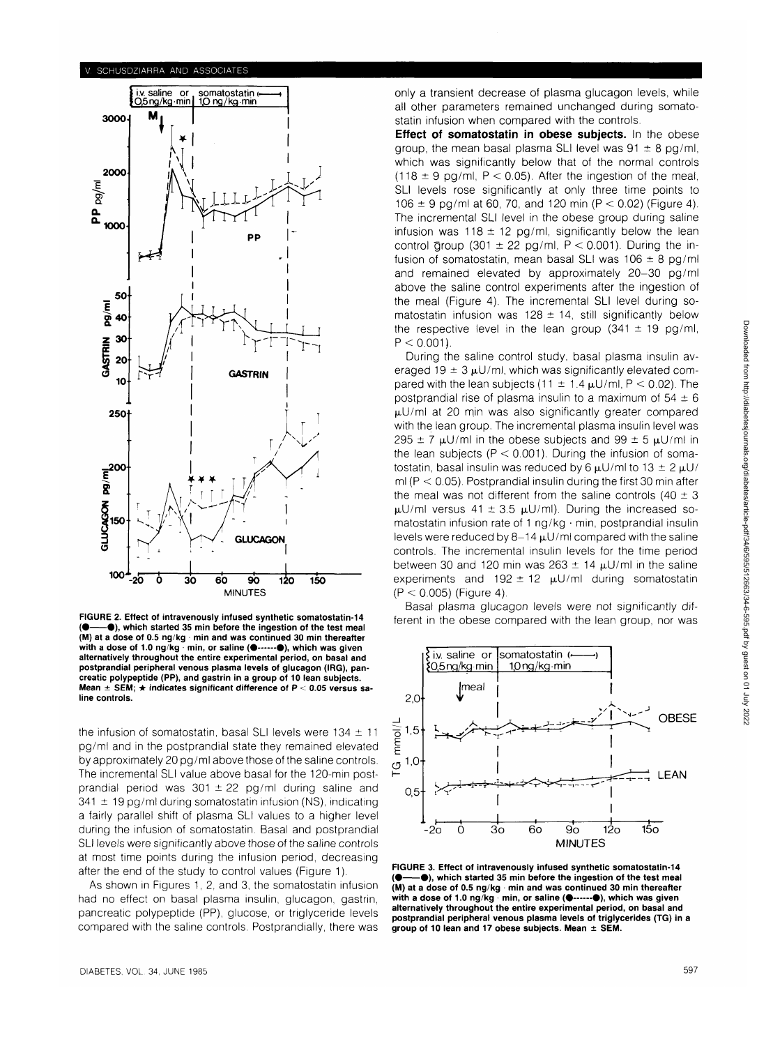FIGURE 2. Effect of intravenously infused synthetic somatostatin-14 (●——●), which started 35 min before the ingestion of the test meal (M) at a dose of 0.5 ng/kg · min and was continued 30 min thereafter with a dose of 1.0 ng/kg · min, or saline (●------●), which was given alternatively throughout the entire experimental period, on basal and postprandial peripheral venous plasma levels of glucagon (IRG), pancreatic polypeptide (PP), and gastrin in a group of 10 lean subjects. Mean ± SEM; ★ indicates significant difference of P < 0.05 versus saline controls.

the infusion of somatostatin, basal SLI levels were 134 ± 11 pg/ml and in the postprandial state they remained elevated by approximately 20 pg/ml above those of the saline controls. The incremental SLI value above basal for the 120-min postprandial period was 301 ± 22 pg/ml during saline and 341 ± 19 pg/ml during somatostatin infusion (NS), indicating a fairly parallel shift of plasma SLI values to a higher level during the infusion of somatostatin. Basal and postprandial SLI levels were significantly above those of the saline controls at most time points during the infusion period, decreasing after the end of the study to control values (Figure 1).

As shown in Figures 1, 2, and 3, the somatostatin infusion had no effect on basal plasma insulin, glucagon, gastrin, pancreatic polypeptide (PP), glucose, or triglyceride levels compared with the saline controls. Postprandially, there was only a transient decrease of plasma glucagon levels, while all other parameters remained unchanged during somatostatin infusion when compared with the controls.

**Effect of somatostatin in obese subjects.** In the obese group, the mean basal plasma SLI level was 91 ± 8 pg/ml, which was significantly below that of the normal controls (118 ± 9 pg/ml, P < 0.05). After the ingestion of the meal, SLI levels rose significantly at only three time points to 106 ± 9 pg/ml at 60, 70, and 120 min (P < 0.02) (Figure 4). The incremental SLI level in the obese group during saline infusion was 118 ± 12 pg/ml, significantly below the lean control group (301 ± 22 pg/ml, P < 0.001). During the infusion of somatostatin, mean basal SLI was 106 ± 8 pg/ml and remained elevated by approximately 20–30 pg/ml above the saline control experiments after the ingestion of the meal (Figure 4). The incremental SLI level during somatostatin infusion was 128 ± 14, still significantly below the respective level in the lean group (341 ± 19 pg/ml, P < 0.001).

During the saline control study, basal plasma insulin averaged 19 ± 3 μU/ml, which was significantly elevated compared with the lean subjects (11 ± 1.4 μU/ml, P < 0.02). The postprandial rise of plasma insulin to a maximum of 54 ± 6 μU/ml at 20 min was also significantly greater compared with the lean group. The incremental plasma insulin level was 295 ± 7 μU/ml in the obese subjects and 99 ± 5 μU/ml in the lean subjects (P < 0.001). During the infusion of somatostatin, basal insulin was reduced by 6 μU/ml to 13 ± 2 μU/ml (P < 0.05). Postprandial insulin during the first 30 min after the meal was not different from the saline controls (40 ± 3 μU/ml versus 41 ± 3.5 μU/ml). During the increased somatostatin infusion rate of 1 ng/kg · min, postprandial insulin levels were reduced by 8–14 μU/ml compared with the saline controls. The incremental insulin levels for the time period between 30 and 120 min was 263 ± 14 μU/ml in the saline experiments and 192 ± 12 μU/ml during somatostatin (P < 0.005) (Figure 4).

Basal plasma glucagon levels were not significantly different in the obese compared with the lean group, nor was

FIGURE 3. Effect of intravenously infused synthetic somatostatin-14 (●——●), which started 35 min before the ingestion of the test meal (M) at a dose of 0.5 ng/kg · min and was continued 30 min thereafter with a dose of 1.0 ng/kg · min, or saline (●------●), which was given alternatively throughout the entire experimental period, on basal and postprandial peripheral venous plasma levels of triglycerides (TG) in a group of 10 lean and 17 obese subjects. Mean ± SEM.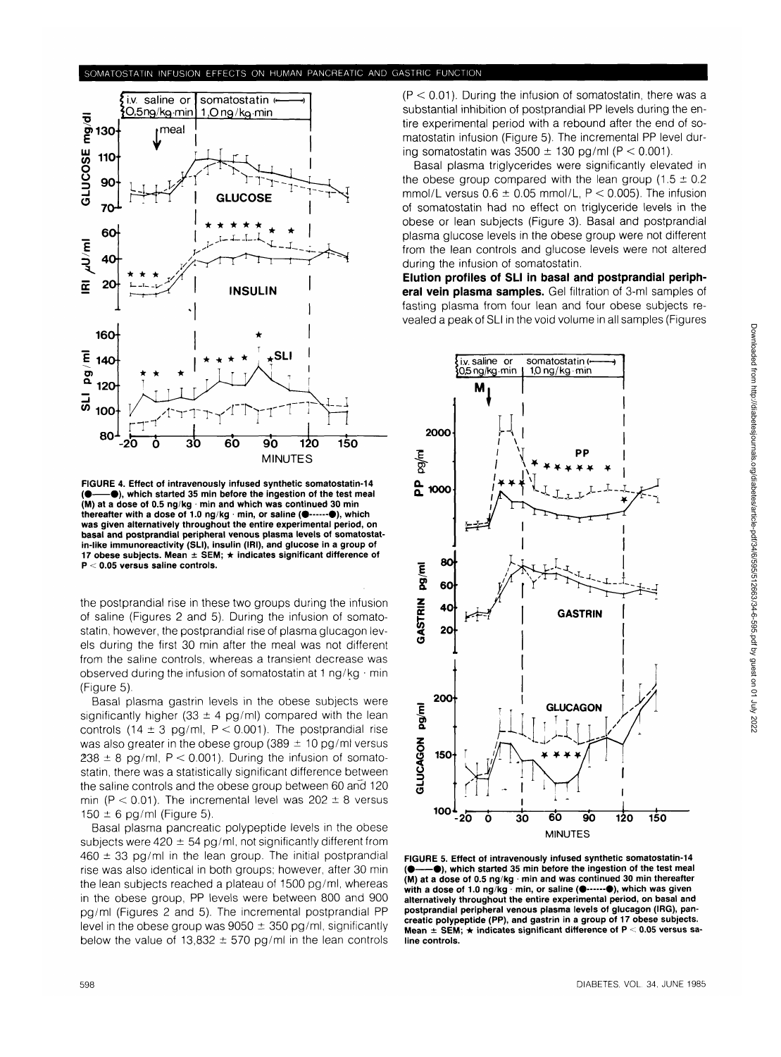FIGURE 4. Effect of intravenously infused synthetic somatostatin-14 (●——●), which started 35 min before the ingestion of the test meal (M) at a dose of 0.5 ng/kg · min and which was continued 30 min thereafter with a dose of 1.0 ng/kg · min, or saline (●------●), which was given alternatively throughout the entire experimental period, on basal and postprandial peripheral venous plasma levels of somatostatin-like immunoreactivity (SLI), insulin (IRI), and glucose in a group of 17 obese subjects. Mean ± SEM; ★ indicates significant difference of P < 0.05 versus saline controls.

the postprandial rise in these two groups during the infusion of saline (Figures 2 and 5). During the infusion of somatostatin, however, the postprandial rise of plasma glucagon levels during the first 30 min after the meal was not different from the saline controls, whereas a transient decrease was observed during the infusion of somatostatin at 1 ng/kg · min (Figure 5).

Basal plasma gastrin levels in the obese subjects were significantly higher (33 ± 4 pg/ml) compared with the lean controls (14 ± 3 pg/ml, P < 0.001). The postprandial rise was also greater in the obese group (389 ± 10 pg/ml versus 238 ± 8 pg/ml, P < 0.001). During the infusion of somatostatin, there was a statistically significant difference between the saline controls and the obese group between 60 and 120 min (P < 0.01). The incremental level was 202 ± 8 versus 150 ± 6 pg/ml (Figure 5).

Basal plasma pancreatic polypeptide levels in the obese subjects were 420 ± 54 pg/ml, not significantly different from 460 ± 33 pg/ml in the lean group. The initial postprandial rise was also identical in both groups; however, after 30 min the lean subjects reached a plateau of 1500 pg/ml, whereas in the obese group, PP levels were between 800 and 900 pg/ml (Figures 2 and 5). The incremental postprandial PP level in the obese group was 9050 ± 350 pg/ml, significantly below the value of 13,832 ± 570 pg/ml in the lean controls (P < 0.01). During the infusion of somatostatin, there was a substantial inhibition of postprandial PP levels during the entire experimental period with a rebound after the end of somatostatin infusion (Figure 5). The incremental PP level during somatostatin was 3500 ± 130 pg/ml (P < 0.001).

Basal plasma triglycerides were significantly elevated in the obese group compared with the lean group (1.5 ± 0.2 mmol/L versus 0.6 ± 0.05 mmol/L, P < 0.005). The infusion of somatostatin had no effect on triglyceride levels in the obese or lean subjects (Figure 3). Basal and postprandial plasma glucose levels in the obese group were not different from the lean controls and glucose levels were not altered during the infusion of somatostatin.

**Elution profiles of SLI in basal and postprandial peripheral vein plasma samples.** Gel filtration of 3-ml samples of fasting plasma from four lean and four obese subjects revealed a peak of SLI in the void volume in all samples (Figures

FIGURE 5. Effect of intravenously infused synthetic somatostatin-14 (●——●), which started 35 min before the ingestion of the test meal (M) at a dose of 0.5 ng/kg · min and was continued 30 min thereafter with a dose of 1.0 ng/kg · min, or saline (●------●), which was given alternatively throughout the entire experimental period, on basal and postprandial peripheral venous plasma levels of glucagon (IRG), pancreatic polypeptide (PP), and gastrin in a group of 17 obese subjects. Mean ± SEM; ★ indicates significant difference of P < 0.05 versus saline controls.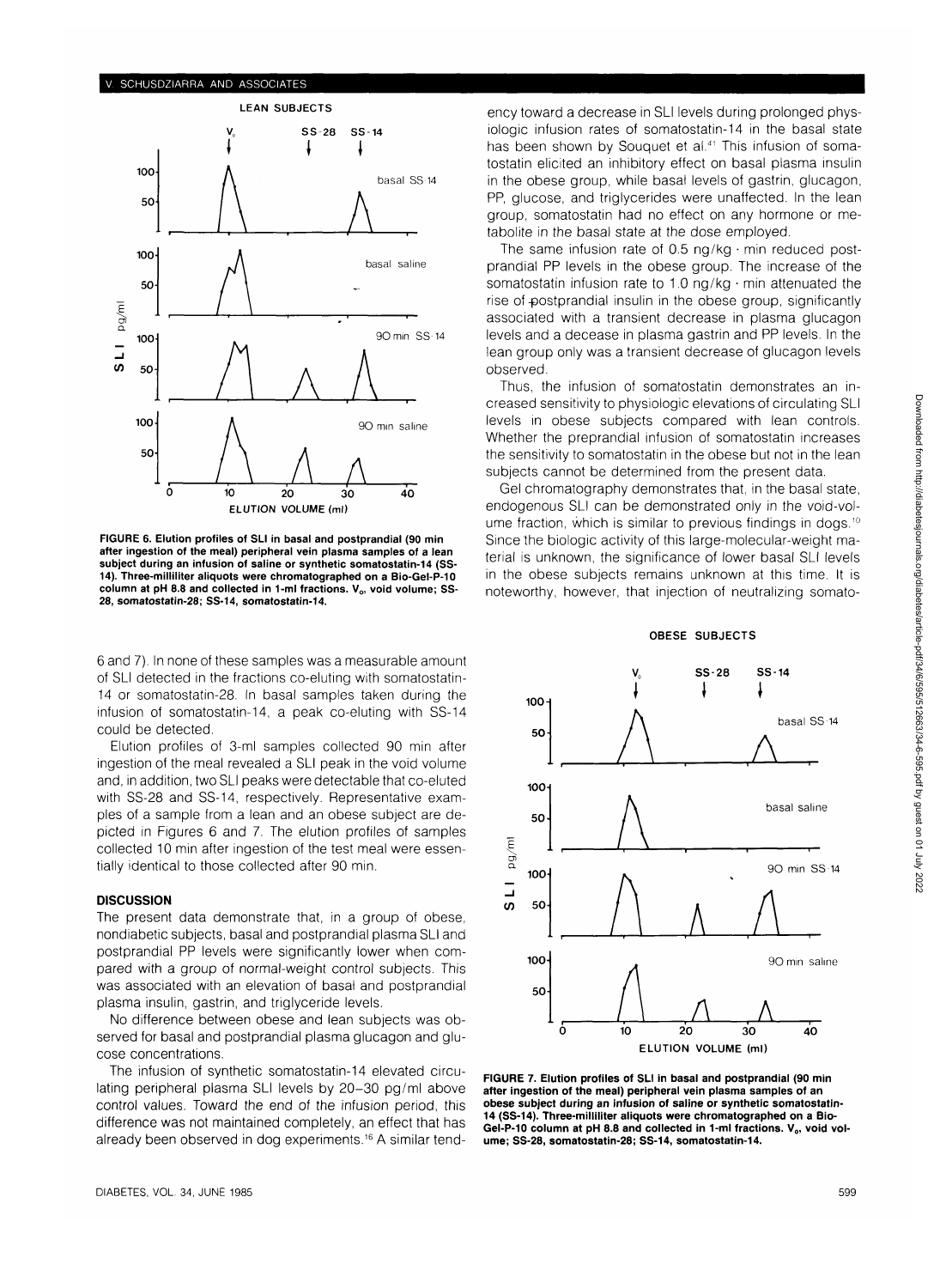FIGURE 6. Elution profiles of SLI in basal and postprandial (90 min after ingestion of the meal) peripheral vein plasma samples of a lean subject during an infusion of saline or synthetic somatostatin-14 (SS-14). Three-milliliter aliquots were chromatographed on a Bio-Gel-P-10 column at pH 8.8 and collected in 1-ml fractions. $V_0$, void volume; SS-28, somatostatin-28; SS-14, somatostatin-14.

6 and 7). In none of these samples was a measurable amount of SLI detected in the fractions co-eluting with somatostatin-14 or somatostatin-28. In basal samples taken during the infusion of somatostatin-14, a peak co-eluting with SS-14 could be detected.

Elution profiles of 3-ml samples collected 90 min after ingestion of the meal revealed a SLI peak in the void volume and, in addition, two SLI peaks were detectable that co-eluted with SS-28 and SS-14, respectively. Representative examples of a sample from a lean and an obese subject are depicted in Figures 6 and 7. The elution profiles of samples collected 10 min after ingestion of the test meal were essentially identical to those collected after 90 min.

## DISCUSSION

The present data demonstrate that, in a group of obese, nondiabetic subjects, basal and postprandial plasma SLI and postprandial PP levels were significantly lower when compared with a group of normal-weight control subjects. This was associated with an elevation of basal and postprandial plasma insulin, gastrin, and triglyceride levels.

No difference between obese and lean subjects was observed for basal and postprandial plasma glucagon and glucose concentrations.

The infusion of synthetic somatostatin-14 elevated circulating peripheral plasma SLI levels by 20–30 pg/ml above control values. Toward the end of the infusion period, this difference was not maintained completely, an effect that has already been observed in dog experiments.[16] A similar tendency toward a decrease in SLI levels during prolonged physiologic infusion rates of somatostatin-14 in the basal state has been shown by Souquet et al.[41] This infusion of somatostatin elicited an inhibitory effect on basal plasma insulin in the obese group, while basal levels of gastrin, glucagon, PP, glucose, and triglycerides were unaffected. In the lean group, somatostatin had no effect on any hormone or metabolite in the basal state at the dose employed.

The same infusion rate of 0.5 ng/kg · min reduced postprandial PP levels in the obese group. The increase of the somatostatin infusion rate to 1.0 ng/kg · min attenuated the rise of postprandial insulin in the obese group, significantly associated with a transient decrease in plasma glucagon levels and a decrease in plasma gastrin and PP levels. In the lean group only was a transient decrease of glucagon levels observed.

Thus, the infusion of somatostatin demonstrates an increased sensitivity to physiologic elevations of circulating SLI levels in obese subjects compared with lean controls. Whether the preprandial infusion of somatostatin increases the sensitivity to somatostatin in the obese but not in the lean subjects cannot be determined from the present data.

Gel chromatography demonstrates that, in the basal state, endogenous SLI can be demonstrated only in the void-volume fraction, which is similar to previous findings in dogs.[10] Since the biologic activity of this large-molecular-weight material is unknown, the significance of lower basal SLI levels in the obese subjects remains unknown at this time. It is noteworthy, however, that injection of neutralizing somato-

FIGURE 7. Elution profiles of SLI in basal and postprandial (90 min after ingestion of the meal) peripheral vein plasma samples of an obese subject during an infusion of saline or synthetic somatostatin-14 (SS-14). Three-milliliter aliquots were chromatographed on a Bio-Gel-P-10 column at pH 8.8 and collected in 1-ml fractions. $V_0$, void volume; SS-28, somatostatin-28; SS-14, somatostatin-14.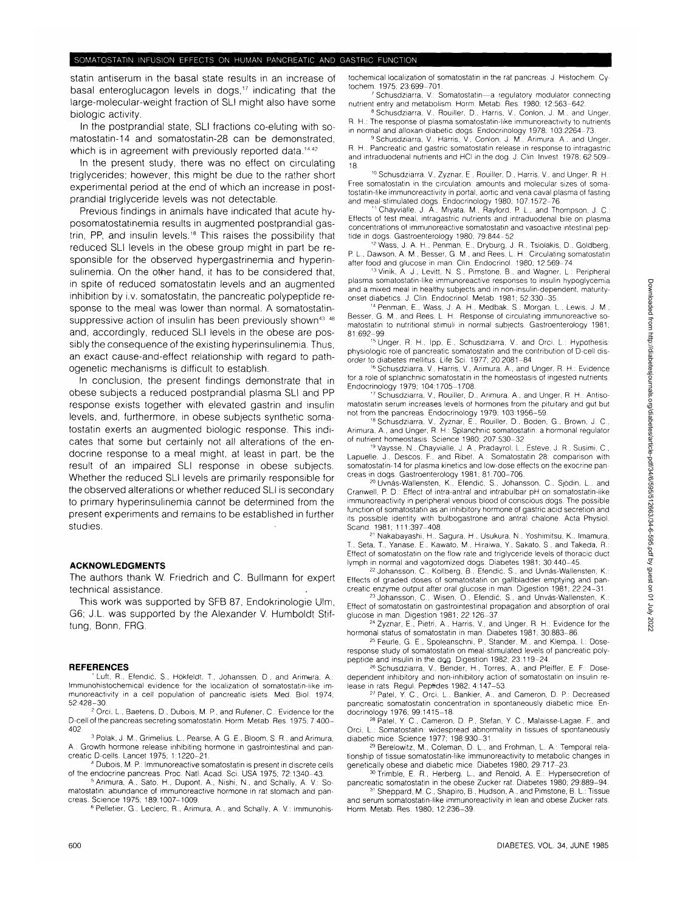statin antiserum in the basal state results in an increase of basal enteroglucagon levels in dogs,[17] indicating that the large-molecular-weight fraction of SLI might also have some biologic activity.

In the postprandial state, SLI fractions co-eluting with somatostatin-14 and somatostatin-28 can be demonstrated, which is in agreement with previously reported data.[14,42]

In the present study, there was no effect on circulating triglycerides; however, this might be due to the rather short experimental period at the end of which an increase in postprandial triglyceride levels was not detectable.

Previous findings in animals have indicated that acute hyposomatostatinemia results in augmented postprandial gastrin, PP, and insulin levels.[18] This raises the possibility that reduced SLI levels in the obese group might in part be responsible for the observed hypergastrinemia and hyperinsulinemia. On the other hand, it has to be considered that, in spite of reduced somatostatin levels and an augmented inhibition by i.v. somatostatin, the pancreatic polypeptide response to the meal was lower than normal. A somatostatin-suppressive action of insulin has been previously shown[43-48] and, accordingly, reduced SLI levels in the obese are possibly the consequence of the existing hyperinsulinemia. Thus, an exact cause-and-effect relationship with regard to pathogenetic mechanisms is difficult to establish.

In conclusion, the present findings demonstrate that in obese subjects a reduced postprandial plasma SLI and PP response exists together with elevated gastrin and insulin levels, and, furthermore, in obese subjects synthetic somatostatin exerts an augmented biologic response. This indicates that some but certainly not all alterations of the endocrine response to a meal might, at least in part, be the result of an impaired SLI response in obese subjects. Whether the reduced SLI levels are primarily responsible for the observed alterations or whether reduced SLI is secondary to primary hyperinsulinemia cannot be determined from the present experiments and remains to be established in further studies.

## ACKNOWLEDGMENTS

The authors thank W. Friedrich and C. Bullmann for expert technical assistance.

This work was supported by SFB 87, Endokrinologie Ulm, G6; J.L. was supported by the Alexander V. Humboldt Stiftung, Bonn, FRG.

## REFERENCES

1 Luft, R., Efendić, S., Hökfeldt, T., Johanssen, D., and Arimura, A.: Immunohistochemical evidence for the localization of somatostatin-like immunoreactivity in a cell population of pancreatic islets. Med. Biol. 1974; 52:428–30.

2 Orci, L., Baetens, D., Dubois, M. P., and Rufener, C.: Evidence for the D-cell of the pancreas secreting somatostatin. Horm. Metab. Res. 1975; 7:400–402.

3 Polak, J. M., Grimelius, L., Pearse, A. G. E., Bloom, S. R., and Arimura, A.: Growth hormone release inhibiting hormone in gastrointestinal and pancreatic D-cells. Lancet 1975; 1:1220–21.

4 Dubois, M. P.: Immunoreactive somatostatin is present in discrete cells of the endocrine pancreas. Proc. Natl. Acad. Sci. USA 1975; 72:1340–43.

5 Arimura, A., Sato, H., Dupont, A., Nishi, N., and Schally, A. V.: Somatostatin: abundance of immunoreactive hormone in rat stomach and pancreas. Science 1975; 189:1007–1009.

6 Pelletier, G., Leclerc, R., Arimura, A., and Schally, A. V.: Immunohistochemical localization of somatostatin in the rat pancreas. J. Histochem. Cytochem. 1975; 23:699–701.

7 Schusdziarra, V.: Somatostatin—a regulatory modulator connecting nutrient entry and metabolism. Horm. Metab. Res. 1980; 12:563–642.

8 Schusdziarra, V., Rouiller, D., Harris, V., Conlon, J. M., and Unger, R. H.: The response of plasma somatostatin-like immunoreactivity to nutrients in normal and alloxan-diabetic dogs. Endocrinology 1978; 103:2264–73.

9 Schusdziarra, V., Harris, V., Conlon, J. M., Arimura, A., and Unger, R. H.: Pancreatic and gastric somatostatin release in response to intragastric and intraduodenal nutrients and HCl in the dog. J. Clin. Invest. 1978; 62:509–18.

10 Schusdziarra, V., Zyznar, E., Rouiller, D., Harris, V., and Unger, R. H.: Free somatostatin in the circulation: amounts and molecular sizes of somatostatin-like immunoreactivity in portal, aortic and vena caval plasma of fasting and meal-stimulated dogs. Endocrinology 1980; 107:1572–76.

11 Chayvialle, J. A., Miyata, M., Rayford, P. L., and Thompson, J. C.: Effects of test meal, intragastric nutrients and intraduodenal bile on plasma concentrations of immunoreactive somatostatin and vasoactive intestinal peptide in dogs. Gastroenterology 1980; 79:844–52.

12 Wass, J. A. H., Penman, E., Dryburg, J. R., Tsiolakis, D., Goldberg, P. L., Dawson, A. M., Besser, G. M., and Rees, L. H.: Circulating somatostatin after food and glucose in man. Clin. Endocrinol. 1980; 12:569–74.

13 Vinik, A. J., Levitt, N. S., Pimstone, B., and Wagner, L.: Peripheral plasma somatostatin-like immunoreactive responses to insulin hypoglycemia and a mixed meal in healthy subjects and in non-insulin-dependent, maturity-onset diabetics. J. Clin. Endocrinol. Metab. 1981; 52:330–35.

14 Penman, E., Wass, J. A. H., Medbak, S., Morgan, L., Lewis, J. M., Besser, G. M., and Rees, L. H.: Response of circulating immunoreactive somatostatin to nutritional stimuli in normal subjects. Gastroenterology 1981; 81:692–99.

15 Unger, R. H., Ipp, E., Schusdziarra, V., and Orci, L.: Hypothesis: physiologic role of pancreatic somatostatin and the contribution of D-cell disorder to diabetes mellitus. Life Sci. 1977; 20:2081–84.

16 Schusdziarra, V., Harris, V., Arimura, A., and Unger, R. H.: Evidence for a role of splanchnic somatostatin in the homeostasis of ingested nutrients. Endocrinology 1979; 104:1705–1708.

17 Schusdziarra, V., Rouiller, D., Arimura, A., and Unger, R. H.: Antisomatostatin serum increases levels of hormones from the pituitary and gut but not from the pancreas. Endocrinology 1979; 103:1956–59.

18 Schusdziarra, V., Zyznar, E., Rouiller, D., Boden, G., Brown, J. C., Arimura, A., and Unger, R. H.: Splanchnic somatostatin: a hormonal regulator of nutrient homeostasis. Science 1980; 207:530–32.

19 Vaysse, N., Chayvialle, J. A., Pradayrol, L., Esteve, J. R., Susimi, C., Lapuelle, J., Descos, F., and Ribet, A.: Somatostatin 28: comparison with somatostatin-14 for plasma kinetics and low-dose effects on the exocrine pancreas in dogs. Gastroenterology 1981; 81:700–706.

20 Uvnäs-Wallensten, K., Efendić, S., Johansson, C., Sjödin, L., and Cranwell, P. D.: Effect of intra-antral and intrabulbar pH on somatostatin-like immunoreactivity in peripheral venous blood of conscious dogs. The possible function of somatostatin as an inhibitory hormone of gastric acid secretion and its possible identity with bulbogastrone and antral chalone. Acta Physiol. Scand. 1981; 111:397–408.

21 Nakabayashi, H., Sagura, H., Usukura, N., Yoshimitsu, K., Imamura, T., Seta, T., Yanase, E., Kawato, M., Hiraiwa, Y., Sakato, S., and Takeda, R.: Effect of somatostatin on the flow rate and triglyceride levels of thoracic duct lymph in normal and vagotomized dogs. Diabetes 1981; 30:440–45.

22 Johansson, C., Kollberg, B., Efendić, S., and Uvnäs-Wallensten, K.: Effects of graded doses of somatostatin on gallbladder emptying and pancreatic enzyme output after oral glucose in man. Digestion 1981; 22:24–31.

23 Johansson, C., Wisen, O., Efendić, S., and Uvnäs-Wallensten, K.: Effect of somatostatin on gastrointestinal propagation and absorption of oral glucose in man. Digestion 1981; 22:126–37.

24 Zyznar, E., Pietri, A., Harris, V., and Unger, R. H.: Evidence for the hormonal status of somatostatin in man. Diabetes 1981; 30:883–86.

25 Feurle, G. E., Spoleanschni, P., Stander, M., and Klempa, I.: Dose-response study of somatostatin on meal-stimulated levels of pancreatic polypeptide and insulin in the dog. Digestion 1982; 23:119–24.

26 Schusdziarra, V., Bender, H., Torres, A., and Pfeiffer, E. F.: Dose-dependent inhibitory and non-inhibitory action of somatostatin on insulin release in rats. Regul. Peptides 1982; 4:147–53.

27 Patel, Y. C., Orci, L., Bankier, A., and Cameron, D. P.: Decreased pancreatic somatostatin concentration in spontaneously diabetic mice. Endocrinology 1976; 99:1415–18.

28 Patel, Y. C., Cameron, D. P., Stefan, Y. C., Malaisse-Lagae, F., and Orci, L.: Somatostatin: widespread abnormality in tissues of spontaneously diabetic mice. Science 1977; 198:930–31.

29 Berelowitz, M., Coleman, D. L., and Frohman, L. A.: Temporal relationship of tissue somatostatin-like immunoreactivity to metabolic changes in genetically obese and diabetic mice. Diabetes 1980; 29:717–23.

30 Trimble, E. R., Herberg, L., and Renold, A. E.: Hypersecretion of pancreatic somatostatin in the obese Zucker rat. Diabetes 1980; 29:889–94.

31 Sheppard, M. C., Shapiro, B., Hudson, A., and Pimstone, B. L.: Tissue and serum somatostatin-like immunoreactivity in lean and obese Zucker rats. Horm. Metab. Res. 1980; 12:236–39.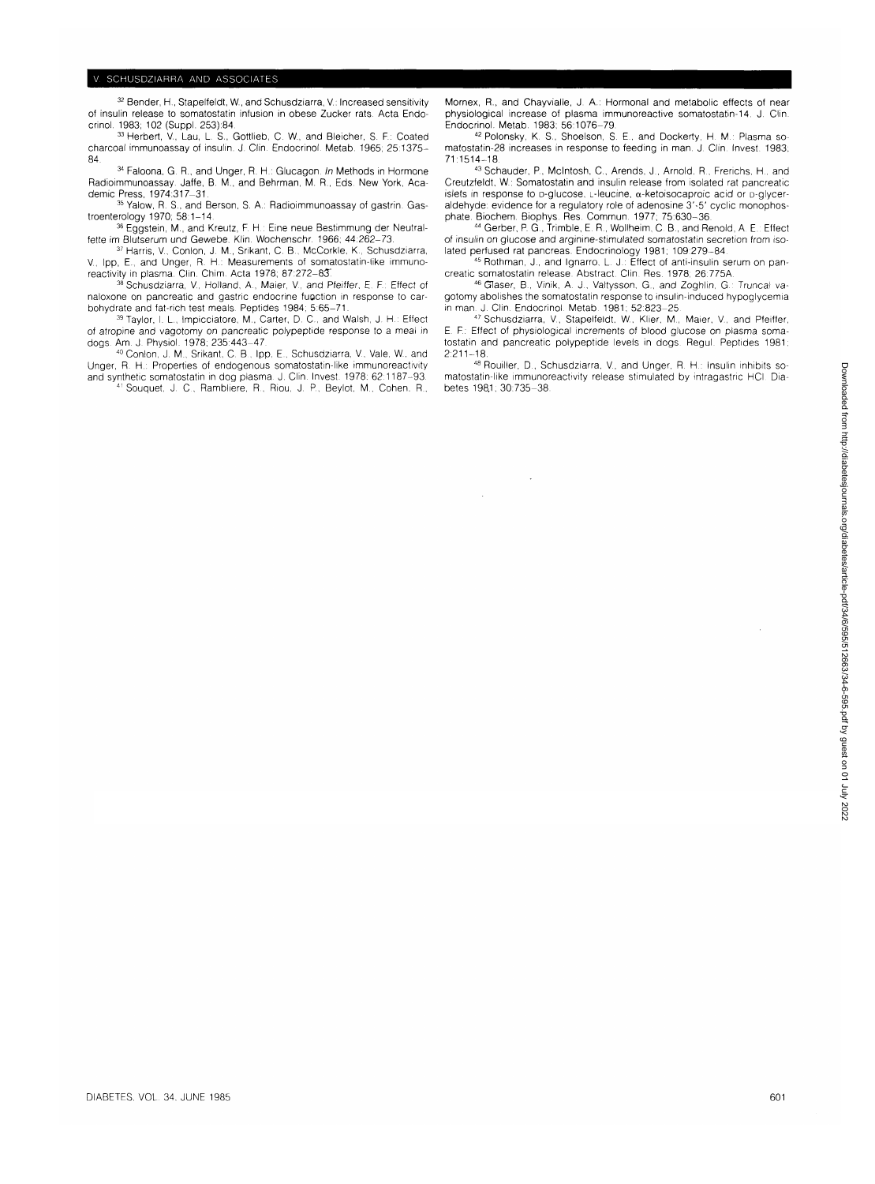[32] Bender, H., Stapelfeldt, W., and Schusdziarra, V.: Increased sensitivity of insulin release to somatostatin infusion in obese Zucker rats. Acta Endocrinol. 1983; 102 (Suppl. 253):84.

[33] Herbert, V., Lau, L. S., Gottlieb, C. W., and Bleicher, S. F.: Coated charcoal immunoassay of insulin. J. Clin. Endocrinol. Metab. 1965; 25:1375–84.

[34] Faloona, G. R., and Unger, R. H.: Glucagon. *In* Methods in Hormone Radioimmunoassay. Jaffe, B. M., and Behrman, M. R., Eds. New York, Academic Press, 1974:317–31.

[35] Yalow, R. S., and Berson, S. A.: Radioimmunoassay of gastrin. Gastroenterology 1970; 58:1–14.

[36] Eggstein, M., and Kreutz, F. H.: Eine neue Bestimmung der Neutralfette im Blutserum und Gewebe. Klin. Wochenschr. 1966; 44:262–73.

[37] Harris, V., Conlon, J. M., Srikant, C. B., McCorkle, K., Schusdziarra, V., Ipp, E., and Unger, R. H.: Measurements of somatostatin-like immunoreactivity in plasma. Clin. Chim. Acta 1978; 87:272–83.

[38] Schusdziarra, V., Holland, A., Maier, V., and Pfeiffer, E. F.: Effect of naloxone on pancreatic and gastric endocrine function in response to carbohydrate and fat-rich test meals. Peptides 1984; 5:65–71.

[39] Taylor, I. L., Impicciatore, M., Carter, D. C., and Walsh, J. H.: Effect of atropine and vagotomy on pancreatic polypeptide response to a meal in dogs. Am. J. Physiol. 1978; 235:443–47.

[40] Conlon, J. M., Srikant, C. B., Ipp, E., Schusdziarra, V., Vale, W., and Unger, R. H.: Properties of endogenous somatostatin-like immunoreactivity and synthetic somatostatin in dog plasma. J. Clin. Invest. 1978; 62:1187–93.

[41] Souquet, J. C., Rambliere, R., Riou, J. P., Beylot, M., Cohen, R., Mornex, R., and Chayvialle, J. A.: Hormonal and metabolic effects of near physiological increase of plasma immunoreactive somatostatin-14. J. Clin. Endocrinol. Metab. 1983; 56:1076–79.

[42] Polonsky, K. S., Shoelson, S. E., and Dockerty, H. M.: Plasma somatostatin-28 increases in response to feeding in man. J. Clin. Invest. 1983; 71:1514–18.

[43] Schauder, P., McIntosh, C., Arends, J., Arnold, R., Frerichs, H., and Creutzfeldt, W.: Somatostatin and insulin release from isolated rat pancreatic islets in response to D-glucose, L-leucine, α-ketoisocaproic acid or D-glyceraldehyde: evidence for a regulatory role of adenosine 3'-5' cyclic monophosphate. Biochem. Biophys. Res. Commun. 1977; 75:630–36.

[44] Gerber, P. G., Trimble, E. R., Wollheim, C. B., and Renold, A. E.: Effect of insulin on glucose and arginine-stimulated somatostatin secretion from isolated perfused rat pancreas. Endocrinology 1981; 109:279–84.

[45] Rothman, J., and Ignarro, L. J.: Effect of anti-insulin serum on pancreatic somatostatin release. Abstract. Clin. Res. 1978; 26:775A.

[46] Glaser, B., Vinik, A. J., Valtysson, G., and Zoghlin, G.: Truncal vagotomy abolishes the somatostatin response to insulin-induced hypoglycemia in man. J. Clin. Endocrinol. Metab. 1981; 52:823–25.

[47] Schusdziarra, V., Stapelfeldt, W., Klier, M., Maier, V., and Pfeiffer, E. F.: Effect of physiological increments of blood glucose on plasma somatostatin and pancreatic polypeptide levels in dogs. Regul. Peptides 1981; 2:211–18.

[48] Rouiller, D., Schusdziarra, V., and Unger, R. H.: Insulin inhibits somatostatin-like immunoreactivity release stimulated by intragastric HCl. Diabetes 1981; 30:735–38.